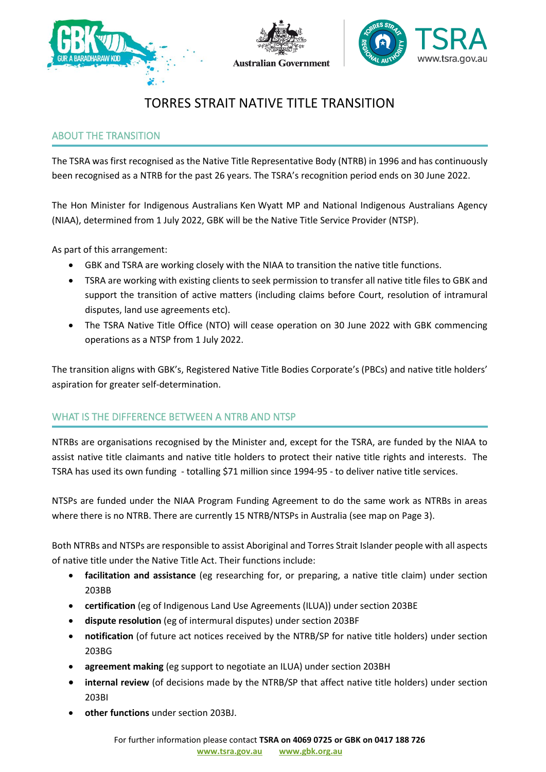# TORRES STRAIT NATIVE TITLE TRANSITION

## ABOUT THE TRANSITION

The TSRA was first recognised as the Native Title Representative Body (NTRB) in 1996 and has continuously been recognised as a NTRB for the past 26 years. The TSRA's recognition period ends on 30 June 2022.

The Hon Minister for Indigenous Australians Ken Wyatt MP and National Indigenous Australians Agency (NIAA), determined from 1 July 2022, GBK will be the Native Title Service Provider (NTSP).

As part of this arrangement:

- GBK and TSRA are working closely with the NIAA to transition the native title functions.
- TSRA are working with existing clients to seek permission to transfer all native title files to GBK and support the transition of active matters (including claims before Court, resolution of intramural disputes, land use agreements etc).
- The TSRA Native Title Office (NTO) will cease operation on 30 June 2022 with GBK commencing operations as a NTSP from 1 July 2022.

The transition aligns with GBK's, Registered Native Title Bodies Corporate's (PBCs) and native title holders' aspiration for greater self-determination.

## WHAT IS THE DIFFERENCE BETWEEN A NTRB AND NTSP

NTRBs are organisations recognised by the Minister and, except for the TSRA, are funded by the NIAA to assist native title claimants and native title holders to protect their native title rights and interests. The TSRA has used its own funding - totalling $71 million since 1994-95 - to deliver native title services.

NTSPs are funded under the NIAA Program Funding Agreement to do the same work as NTRBs in areas where there is no NTRB. There are currently 15 NTRB/NTSPs in Australia (see map on Page 3).

Both NTRBs and NTSPs are responsible to assist Aboriginal and Torres Strait Islander people with all aspects of native title under the Native Title Act. Their functions include:

- **facilitation and assistance** (eg researching for, or preparing, a native title claim) under section 203BB
- **certification** (eg of Indigenous Land Use Agreements (ILUA)) under section 203BE
- **dispute resolution** (eg of intermural disputes) under section 203BF
- **notification** (of future act notices received by the NTRB/SP for native title holders) under section 203BG
- **agreement making** (eg support to negotiate an ILUA) under section 203BH
- **internal review** (of decisions made by the NTRB/SP that affect native title holders) under section 203BI
- **other functions** under section 203BJ.

For further information please contact **TSRA on 4069 0725 or GBK on 0417 188 726**
**www.tsra.gov.au** **www.gbk.org.au**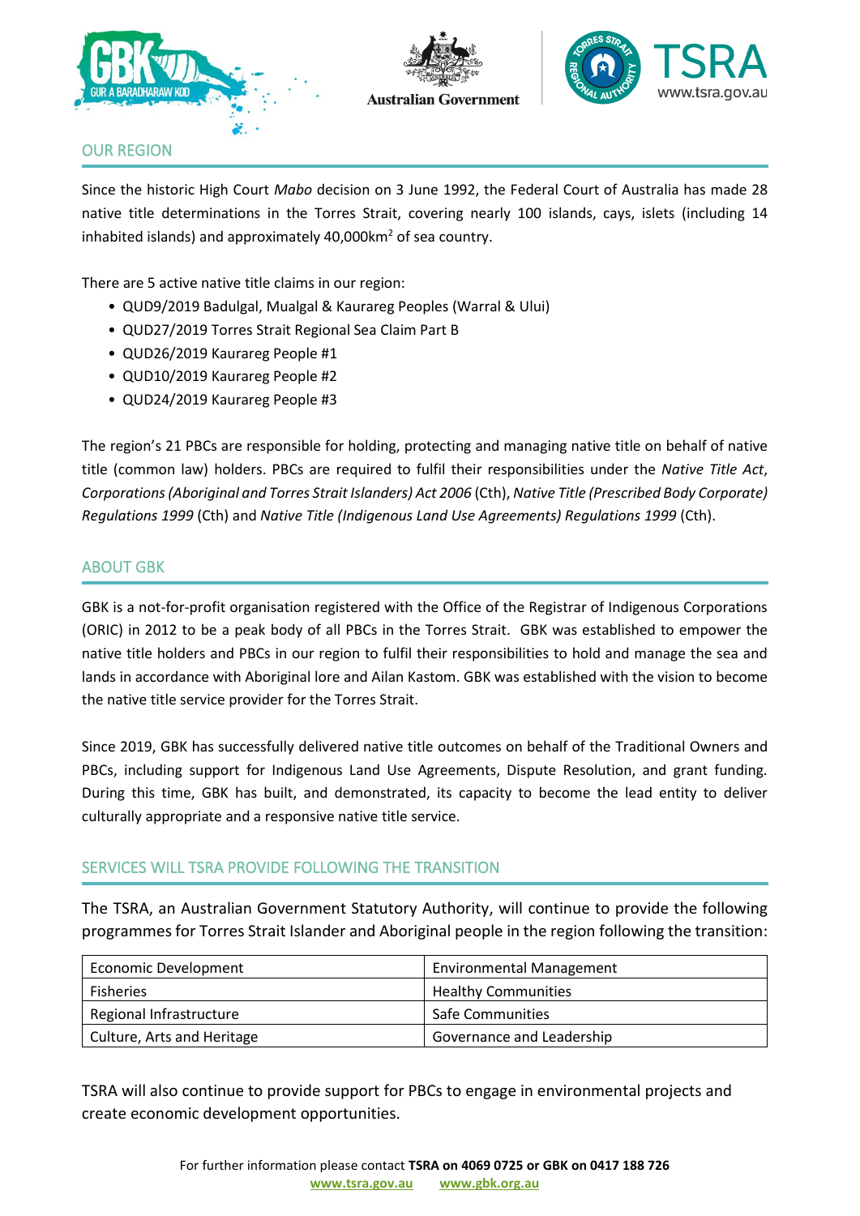## OUR REGION

Since the historic High Court *Mabo* decision on 3 June 1992, the Federal Court of Australia has made 28 native title determinations in the Torres Strait, covering nearly 100 islands, cays, islets (including 14 inhabited islands) and approximately 40,000km$^2$ of sea country.

There are 5 active native title claims in our region:

- QUD9/2019 Badulgal, Mualgal & Kaurareg Peoples (Warral & Ului)
- QUD27/2019 Torres Strait Regional Sea Claim Part B
- QUD26/2019 Kaurareg People #1
- QUD10/2019 Kaurareg People #2
- QUD24/2019 Kaurareg People #3

The region's 21 PBCs are responsible for holding, protecting and managing native title on behalf of native title (common law) holders. PBCs are required to fulfil their responsibilities under the *Native Title Act*, *Corporations (Aboriginal and Torres Strait Islanders) Act 2006* (Cth), *Native Title (Prescribed Body Corporate) Regulations 1999* (Cth) and *Native Title (Indigenous Land Use Agreements) Regulations 1999* (Cth).

## ABOUT GBK

GBK is a not-for-profit organisation registered with the Office of the Registrar of Indigenous Corporations (ORIC) in 2012 to be a peak body of all PBCs in the Torres Strait. GBK was established to empower the native title holders and PBCs in our region to fulfil their responsibilities to hold and manage the sea and lands in accordance with Aboriginal lore and Ailan Kastom. GBK was established with the vision to become the native title service provider for the Torres Strait.

Since 2019, GBK has successfully delivered native title outcomes on behalf of the Traditional Owners and PBCs, including support for Indigenous Land Use Agreements, Dispute Resolution, and grant funding. During this time, GBK has built, and demonstrated, its capacity to become the lead entity to deliver culturally appropriate and a responsive native title service.

## SERVICES WILL TSRA PROVIDE FOLLOWING THE TRANSITION

The TSRA, an Australian Government Statutory Authority, will continue to provide the following programmes for Torres Strait Islander and Aboriginal people in the region following the transition:

| | |
|---|---|
| Economic Development | Environmental Management |
| Fisheries | Healthy Communities |
| Regional Infrastructure | Safe Communities |
| Culture, Arts and Heritage | Governance and Leadership |

TSRA will also continue to provide support for PBCs to engage in environmental projects and create economic development opportunities.

For further information please contact **TSRA on 4069 0725 or GBK on 0417 188 726**
**www.tsra.gov.au** **www.gbk.org.au**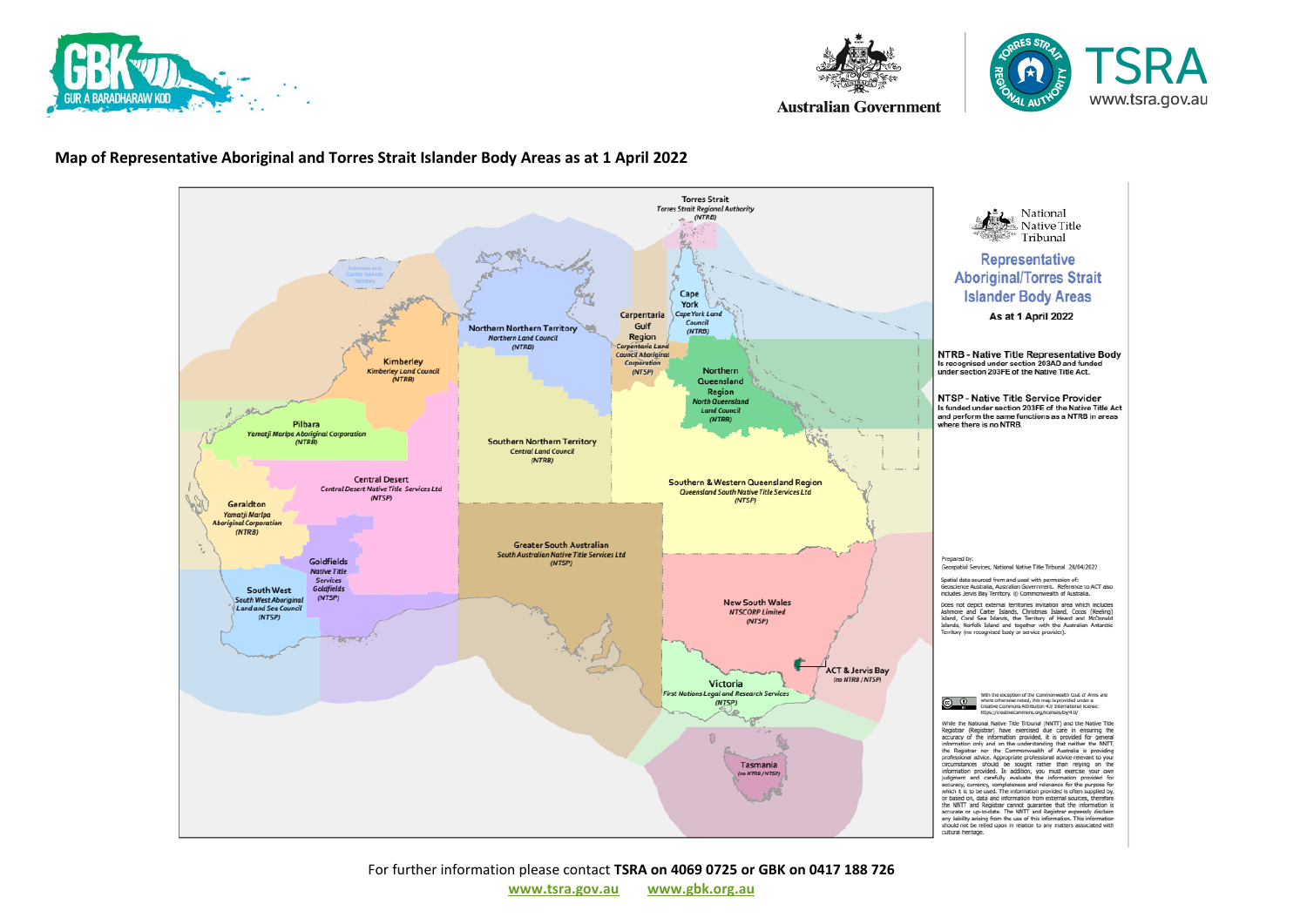# Map of Representative Aboriginal and Torres Strait Islander Body Areas as at 1 April 2022

Torres Strait
*Torres Strait Regional Authority (NTRB)*

Cape York
*Cape York Land Council (NTRB)*

Carpentaria Gulf Region
*Carpentaria Land Council Aboriginal Corporation (NTSP)*

Northern Northern Territory
*Northern Land Council (NTRB)*

Kimberley
*Kimberley Land Council (NTRB)*

Ashmore and Cartier Islands Territory

Northern Queensland Region
*North Queensland Land Council (NTRB)*

Pilbara
*Yamatji Marlpa Aboriginal Corporation (NTRB)*

Southern Northern Territory
*Central Land Council (NTRB)*

Central Desert
*Central Desert Native Title Services Ltd (NTSP)*

Southern & Western Queensland Region
*Queensland South Native Title Services Ltd (NTSP)*

Geraldton
*Yamatji Marlpa Aboriginal Corporation (NTRB)*

Greater South Australian
*South Australian Native Title Services Ltd (NTSP)*

Goldfields
*Native Title Services Goldfields (NTSP)*

South West
*South West Aboriginal Land and Sea Council (NTSP)*

New South Wales
*NTSCORP Limited (NTSP)*

ACT & Jervis Bay
*(no NTRB / NTSP)*

Victoria
*First Nations Legal and Research Services (NTSP)*

Tasmania
*(no NTRB / NTSP)*

National Native Title Tribunal

## Representative Aboriginal/Torres Strait Islander Body Areas

As at 1 April 2022

**NTRB - Native Title Representative Body**
Is recognised under section 203AD and funded under section 203FE of the Native Title Act.

**NTSP - Native Title Service Provider**
Is funded under section 203FE of the Native Title Act and perform the same functions as a NTRB in areas where there is no NTRB.

Prepared by:
Geospatial Services, National Native Title Tribunal 28/04/2022

Spatial data sourced from and used with permission of:
Geoscience Australia, Australian Government. Reference to ACT also includes Jervis Bay Territory. © Commonwealth of Australia.

Does not depict external territories inclusion area which includes Ashmore and Cartier Islands, Christmas Island, Cocos (Keeling) Island, Coral Sea Islands, the Territory of Heard and McDonald Islands, Norfolk Island and together with the Australian Antarctic Territory (no recognised body or service provider).

With the exception of the Commonwealth Coat of Arms and where otherwise noted, this map is provided under a Creative Commons Attribution 4.0 International license: https://creativecommons.org/licenses/by/4.0/

While the National Native Title Tribunal (NNTT) and the Native Title Registrar (Registrar) have exercised due care in ensuring the accuracy of the information provided, it is provided for general information only and on the understanding that neither the NNTT, the Registrar nor the Commonwealth of Australia is providing professional advice. Appropriate professional advice relevant to your circumstances should be sought rather than relying on the information provided. In addition, you must exercise your own judgment and carefully evaluate the information provided for accuracy, currency, completeness and relevance for the purpose for which it is to be used. The information provided is often supplied by, or based on, data and information from external sources, therefore the NNTT and Registrar cannot guarantee that the information is accurate or up-to-date. The NNTT and Registrar expressly disclaim any liability arising from the use of this information. This information should not be relied upon in relation to any matters associated with cultural heritage.

For further information please contact **TSRA on 4069 0725 or GBK on 0417 188 726**

**www.tsra.gov.au** **www.gbk.org.au**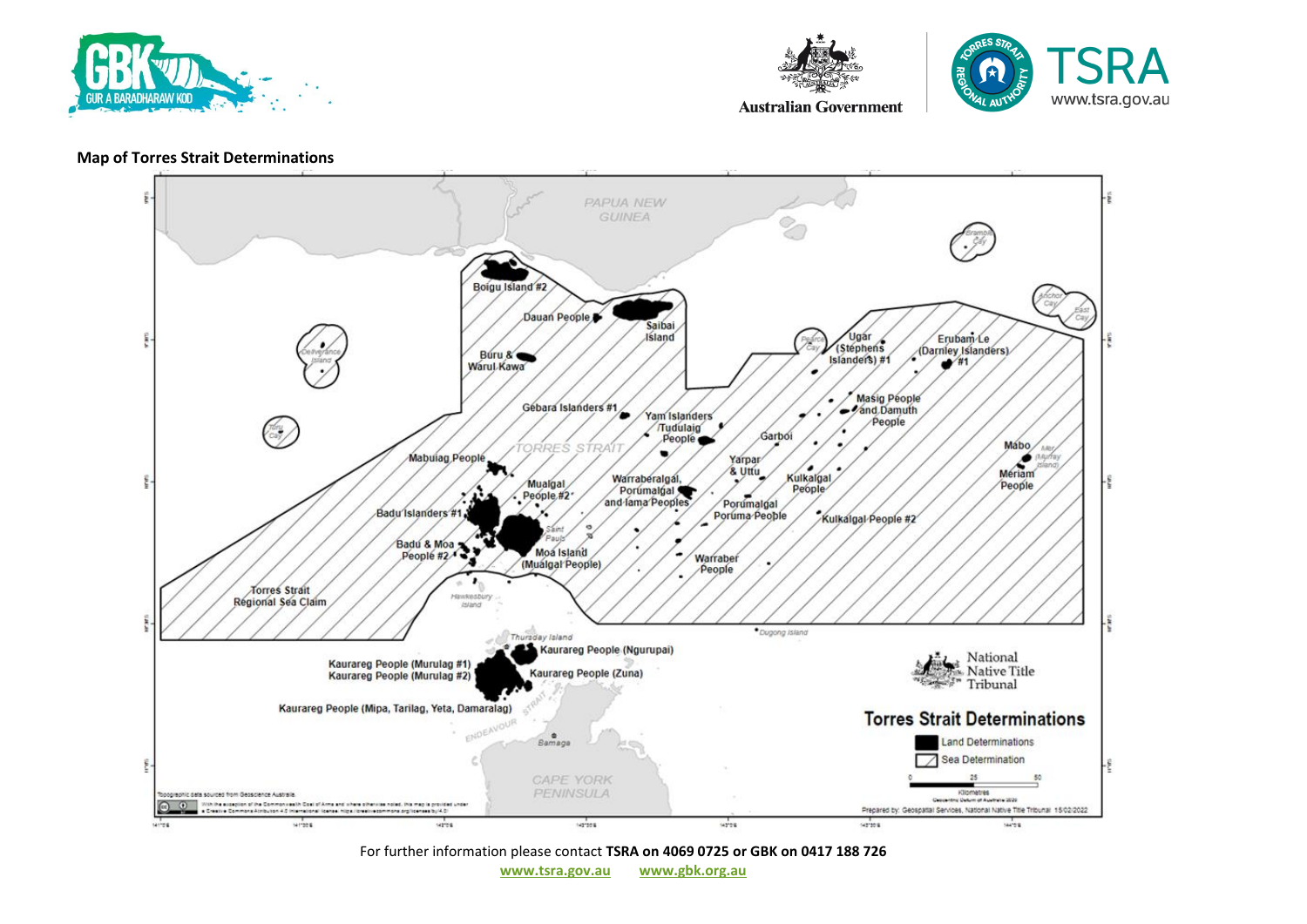**Map of Torres Strait Determinations**

PAPUA NEW GUINEA

Bramble Cay

Anchor Cay

East Cay

Boigu Island #2

Dauan People

Saibai Island

Buru & Warul Kawa

Deliverance Island

Pearce Cay

Ugar (Stephens Islanders) #1

Erubam Le (Darnley Islanders) #1

Turu Cay

Gebara Islanders #1

Yam Islanders /Tudulaig People

Masig People and Damuth People

Garboi

TORRES STRAIT

Mabuiag People

Yarpar & Uttu

Mabo

Mer (Murray Island)

Meriam People

Mualgal People #2

Warraberalgal, Porumalgal and Iama Peoples

Kulkalgal People

Badu Islanders #1

Porumalgal Poruma People

Kulkalgal People #2

Saint Pauls

Badu & Moa People #2

Moa Island (Mualgal People)

Warraber People

Hawkesbury Island

Torres Strait Regional Sea Claim

Dugong Island

Thursday Island

Kaureg People (Ngurupai)

Kaurareg People (Murulag #1)

Kaurareg People (Murulag #2)

Kaurareg People (Zuna)

Kaurareg People (Mipa, Tarilag, Yeta, Damaralag)

STRAIT

ENDEAVOUR

Bamaga

CAPE YORK PENINSULA

National Native Title Tribunal

**Torres Strait Determinations**

Land Determinations

Sea Determination

0 25 50

Kilometres

Geocentric Datum of Australia 2020

Topographic data sourced from Geoscience Australia.

With the exception of the Commonwealth Coat of Arms and where otherwise noted, this map is provided under a Creative Commons Attribution 4.0 International licence. https://creativecommons.org/licenses/by/4.0/

Prepared by: Geospatial Services, National Native Title Tribunal 15/02/2022

For further information please contact **TSRA on 4069 0725 or GBK on 0417 188 726**

**www.tsra.gov.au** **www.gbk.org.au**